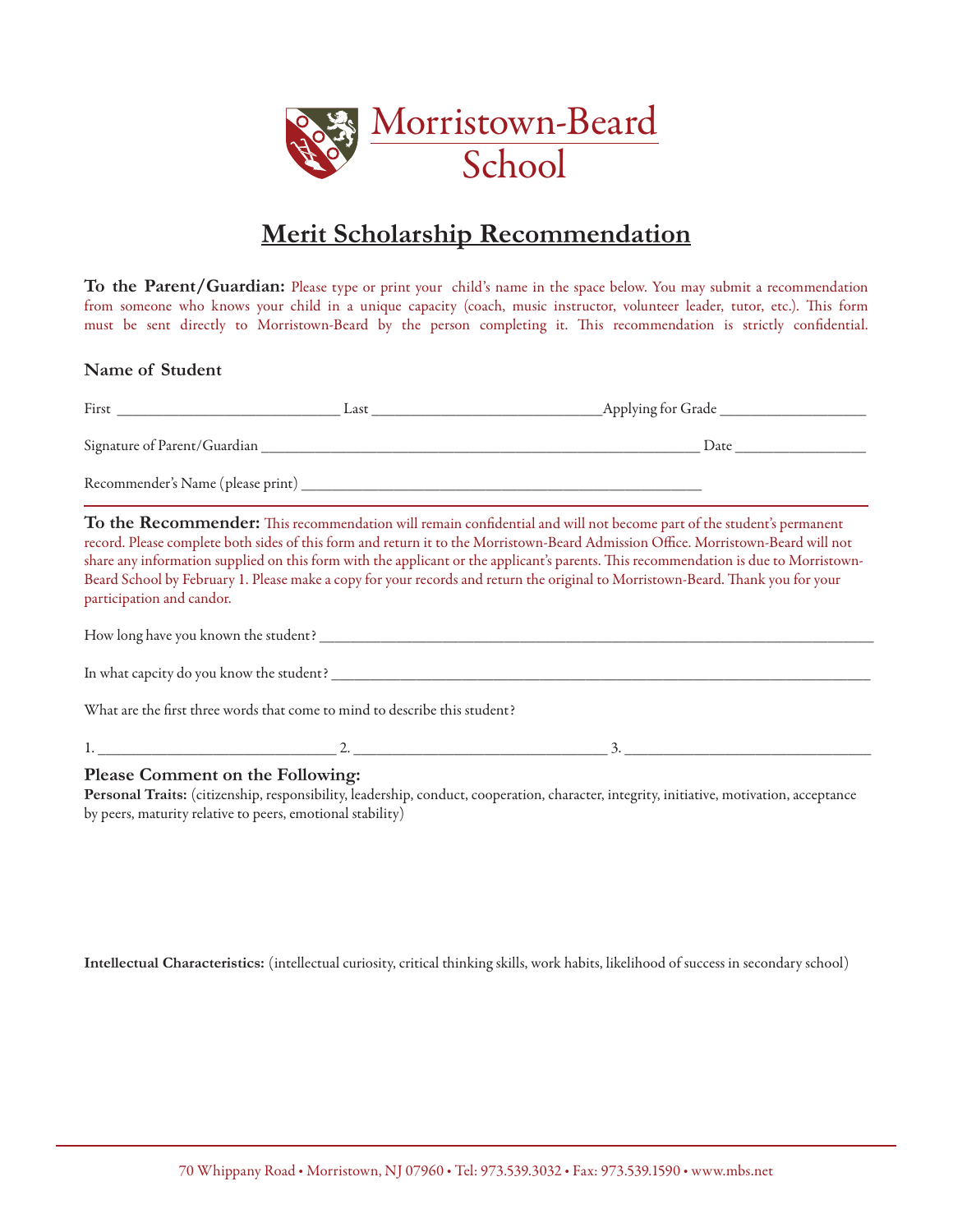# Morristown-Beard School

## Merit Scholarship Recommendation

**To the Parent/Guardian:** Please type or print your child's name in the space below. You may submit a recommendation from someone who knows your child in a unique capacity (coach, music instructor, volunteer leader, tutor, etc.). This form must be sent directly to Morristown-Beard by the person completing it. This recommendation is strictly confidential.

### Name of Student

First ______________________________ Last ______________________________ Applying for Grade ____________________

Signature of Parent/Guardian ____________________________________________________________ Date __________________

Recommender's Name (please print) ________________________________________________________

**To the Recommender:** This recommendation will remain confidential and will not become part of the student's permanent record. Please complete both sides of this form and return it to the Morristown-Beard Admission Office. Morristown-Beard will not share any information supplied on this form with the applicant or the applicant's parents. This recommendation is due to Morristown-Beard School by February 1. Please make a copy for your records and return the original to Morristown-Beard. Thank you for your participation and candor.

How long have you known the student? ______________________________________________________________________________

In what capcity do you know the student? ___________________________________________________________________________

What are the first three words that come to mind to describe this student?

1. ________________________________ 2. __________________________________ 3. _________________________________

### Please Comment on the Following:

**Personal Traits:** (citizenship, responsibility, leadership, conduct, cooperation, character, integrity, initiative, motivation, acceptance by peers, maturity relative to peers, emotional stability)

**Intellectual Characteristics:** (intellectual curiosity, critical thinking skills, work habits, likelihood of success in secondary school)

70 Whippany Road • Morristown, NJ 07960 • Tel: 973.539.3032 • Fax: 973.539.1590 • www.mbs.net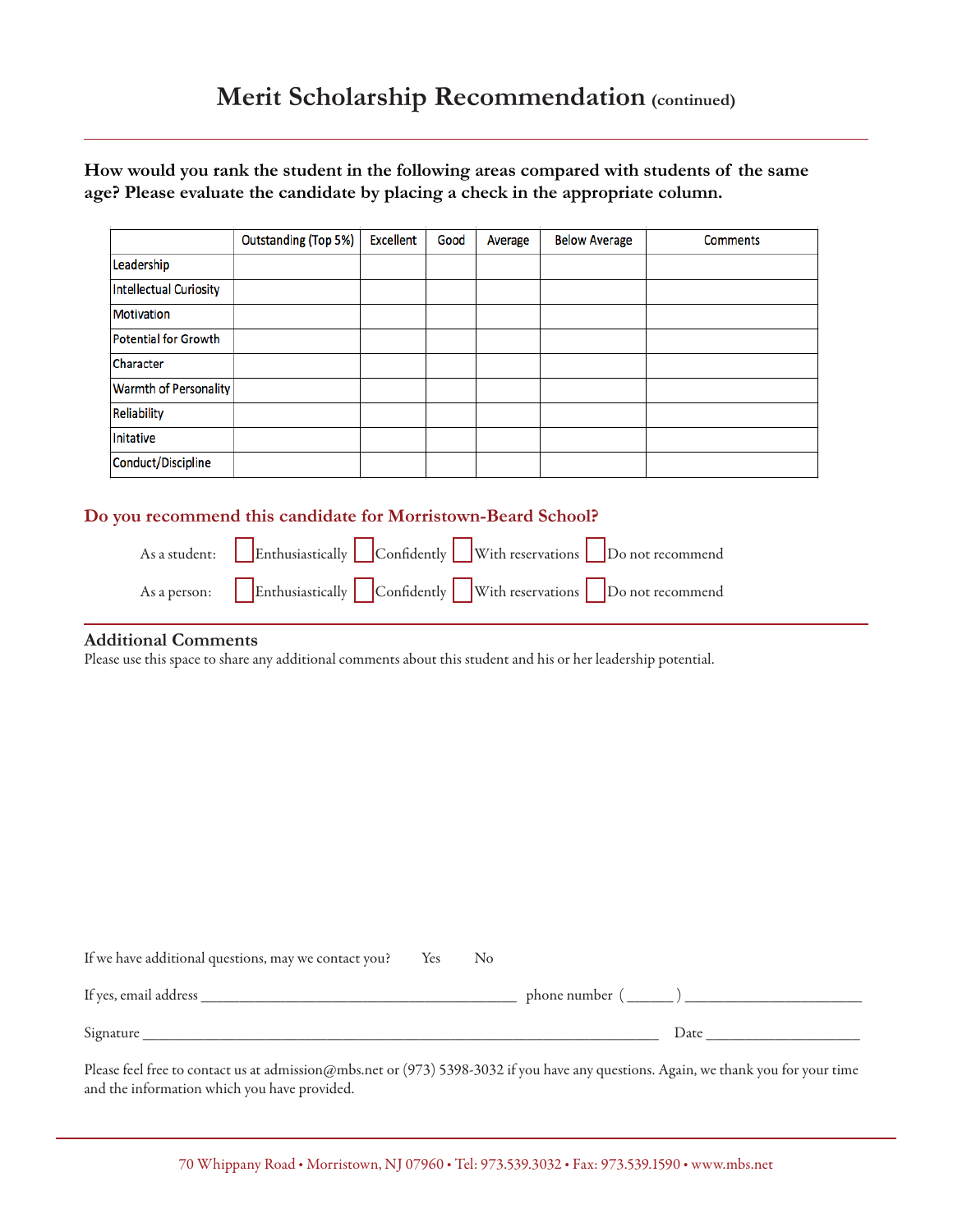# Merit Scholarship Recommendation (continued)

**How would you rank the student in the following areas compared with students of the same age? Please evaluate the candidate by placing a check in the appropriate column.**

| | Outstanding (Top 5%) | Excellent | Good | Average | Below Average | Comments |
|---|---|---|---|---|---|---|
| Leadership | | | | | | |
| Intellectual Curiosity | | | | | | |
| Motivation | | | | | | |
| Potential for Growth | | | | | | |
| Character | | | | | | |
| Warmth of Personality | | | | | | |
| Reliability | | | | | | |
| Initative | | | | | | |
| Conduct/Discipline | | | | | | |

## Do you recommend this candidate for Morristown-Beard School?

As a student: ☐ Enthusiastically ☐ Confidently ☐ With reservations ☐ Do not recommend

As a person: ☐ Enthusiastically ☐ Confidently ☐ With reservations ☐ Do not recommend

### Additional Comments

Please use this space to share any additional comments about this student and his or her leadership potential.

If we have additional questions, may we contact you? Yes No

If yes, email address ________________________________________ phone number ( ______ ) ________________________

Signature ______________________________________________________________________ Date ____________________

Please feel free to contact us at admission@mbs.net or (973) 5398-3032 if you have any questions. Again, we thank you for your time and the information which you have provided.

70 Whippany Road • Morristown, NJ 07960 • Tel: 973.539.3032 • Fax: 973.539.1590 • www.mbs.net